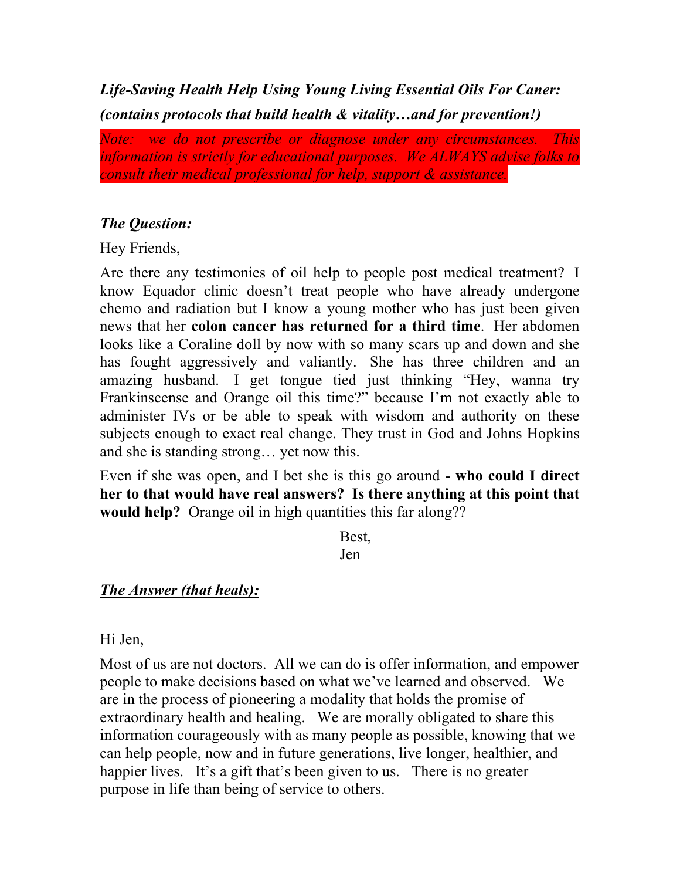***Life-Saving Health Help Using Young Living Essential Oils For Caner:***

***(contains protocols that build health & vitality…and for prevention!)***

*Note: we do not prescribe or diagnose under any circumstances. This information is strictly for educational purposes. We ALWAYS advise folks to consult their medical professional for help, support & assistance.*

***The Question:***

Hey Friends,

Are there any testimonies of oil help to people post medical treatment? I know Equador clinic doesn't treat people who have already undergone chemo and radiation but I know a young mother who has just been given news that her **colon cancer has returned for a third time**. Her abdomen looks like a Coraline doll by now with so many scars up and down and she has fought aggressively and valiantly. She has three children and an amazing husband. I get tongue tied just thinking "Hey, wanna try Frankinscense and Orange oil this time?" because I'm not exactly able to administer IVs or be able to speak with wisdom and authority on these subjects enough to exact real change. They trust in God and Johns Hopkins and she is standing strong… yet now this.

Even if she was open, and I bet she is this go around - **who could I direct her to that would have real answers? Is there anything at this point that would help?** Orange oil in high quantities this far along??

Best,
Jen

***The Answer (that heals):***

Hi Jen,

Most of us are not doctors. All we can do is offer information, and empower people to make decisions based on what we've learned and observed. We are in the process of pioneering a modality that holds the promise of extraordinary health and healing. We are morally obligated to share this information courageously with as many people as possible, knowing that we can help people, now and in future generations, live longer, healthier, and happier lives. It's a gift that's been given to us. There is no greater purpose in life than being of service to others.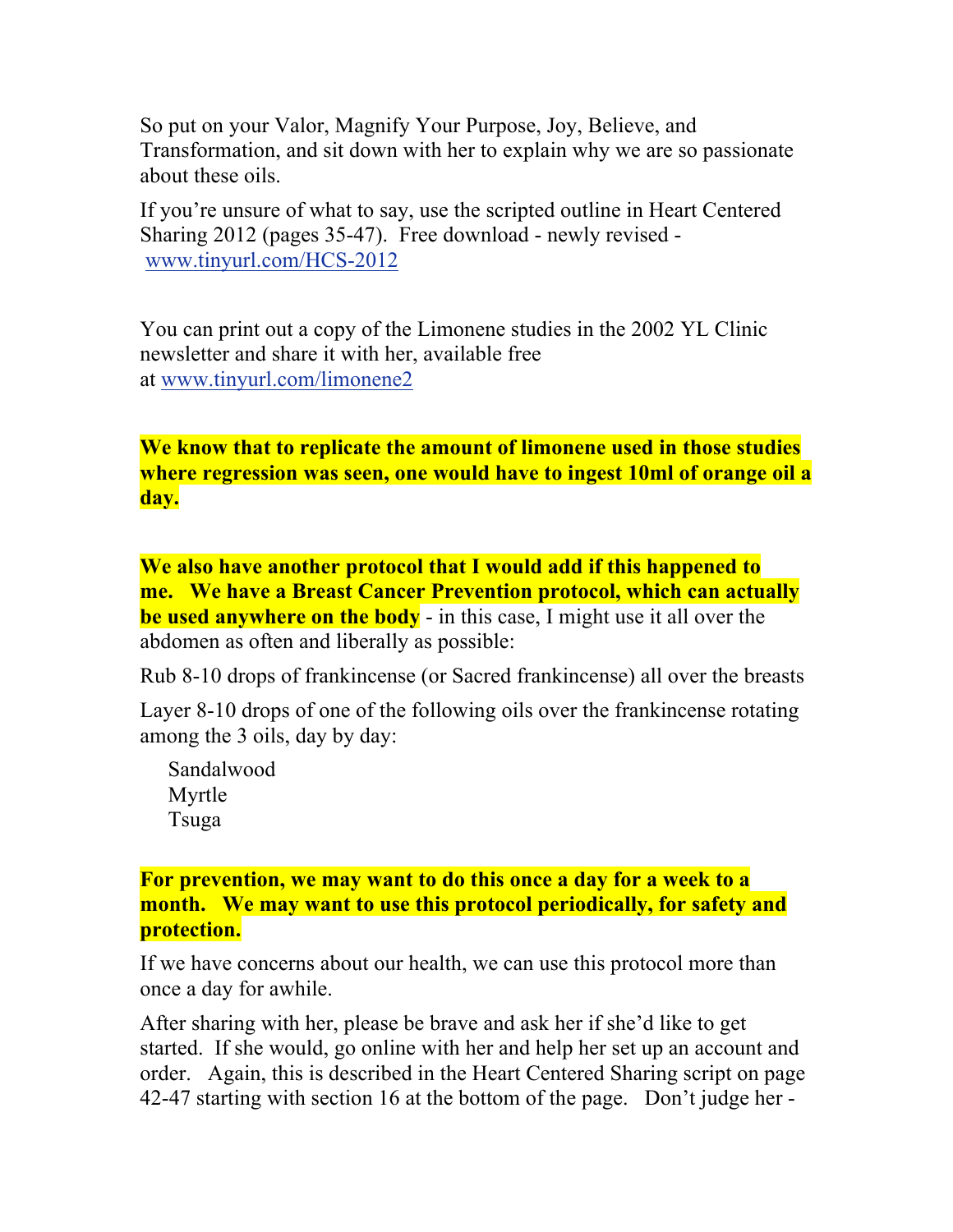So put on your Valor, Magnify Your Purpose, Joy, Believe, and Transformation, and sit down with her to explain why we are so passionate about these oils.

If you're unsure of what to say, use the scripted outline in Heart Centered Sharing 2012 (pages 35-47). Free download - newly revised - [www.tinyurl.com/HCS-2012](www.tinyurl.com/HCS-2012)

You can print out a copy of the Limonene studies in the 2002 YL Clinic newsletter and share it with her, available free at [www.tinyurl.com/limonene2](www.tinyurl.com/limonene2)

**We know that to replicate the amount of limonene used in those studies where regression was seen, one would have to ingest 10ml of orange oil a day.**

**We also have another protocol that I would add if this happened to me. We have a Breast Cancer Prevention protocol, which can actually be used anywhere on the body** - in this case, I might use it all over the abdomen as often and liberally as possible:

Rub 8-10 drops of frankincense (or Sacred frankincense) all over the breasts

Layer 8-10 drops of one of the following oils over the frankincense rotating among the 3 oils, day by day:

- Sandalwood
- Myrtle
- Tsuga

**For prevention, we may want to do this once a day for a week to a month. We may want to use this protocol periodically, for safety and protection.**

If we have concerns about our health, we can use this protocol more than once a day for awhile.

After sharing with her, please be brave and ask her if she'd like to get started. If she would, go online with her and help her set up an account and order. Again, this is described in the Heart Centered Sharing script on page 42-47 starting with section 16 at the bottom of the page. Don't judge her -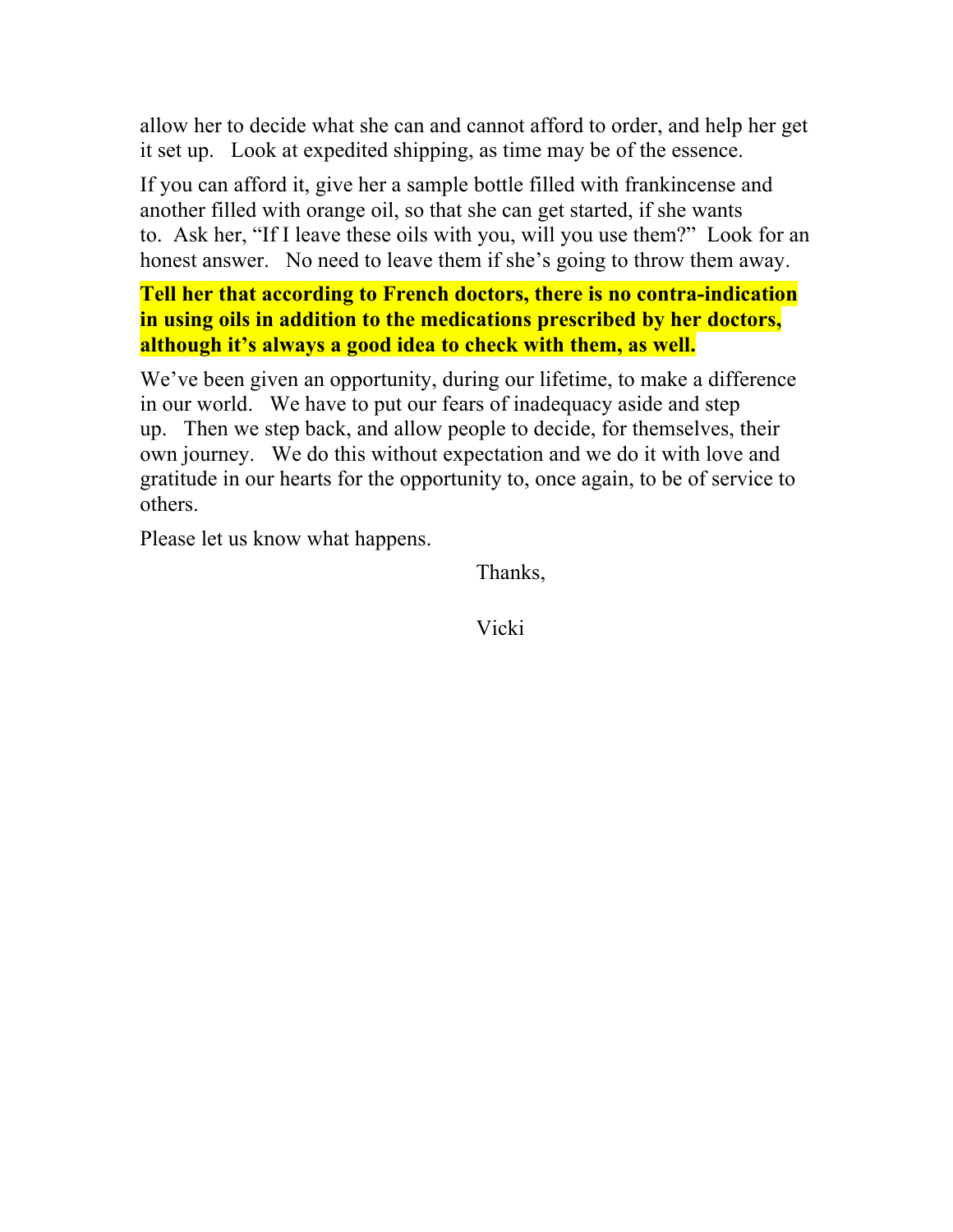allow her to decide what she can and cannot afford to order, and help her get it set up. Look at expedited shipping, as time may be of the essence.

If you can afford it, give her a sample bottle filled with frankincense and another filled with orange oil, so that she can get started, if she wants to. Ask her, "If I leave these oils with you, will you use them?" Look for an honest answer. No need to leave them if she's going to throw them away.

**Tell her that according to French doctors, there is no contra-indication in using oils in addition to the medications prescribed by her doctors, although it's always a good idea to check with them, as well.**

We've been given an opportunity, during our lifetime, to make a difference in our world. We have to put our fears of inadequacy aside and step up. Then we step back, and allow people to decide, for themselves, their own journey. We do this without expectation and we do it with love and gratitude in our hearts for the opportunity to, once again, to be of service to others.

Please let us know what happens.

Thanks,

Vicki